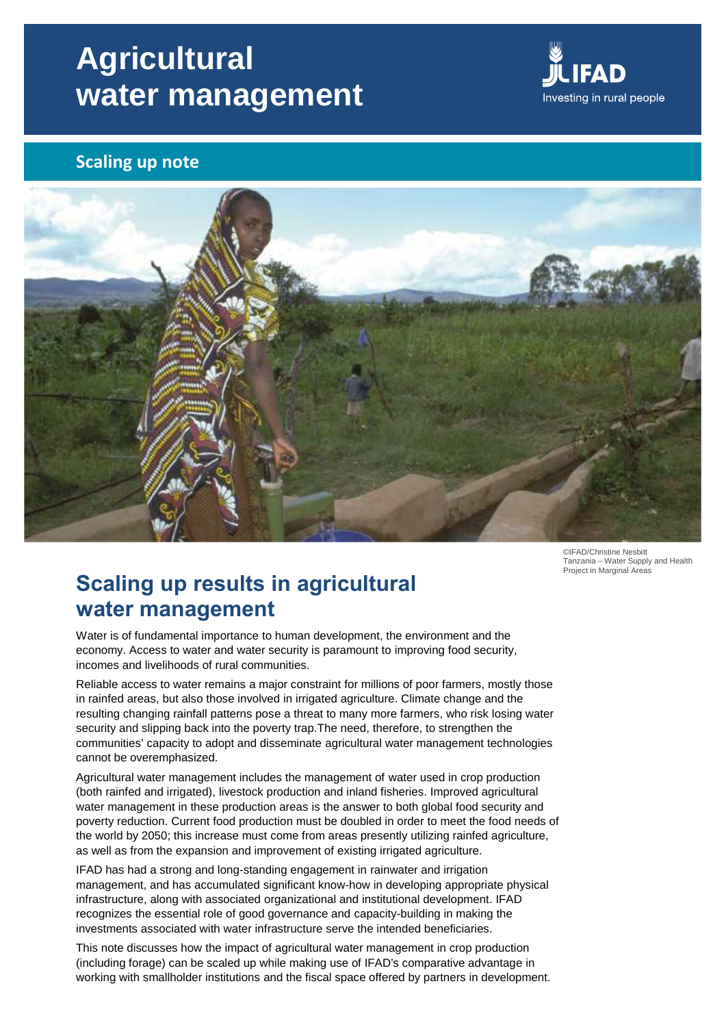# Agricultural water management

IFAD
Investing in rural people

## Scaling up note

©IFAD/Christine Nesbitt
Tanzania – Water Supply and Health Project in Marginal Areas

## Scaling up results in agricultural water management

Water is of fundamental importance to human development, the environment and the economy. Access to water and water security is paramount to improving food security, incomes and livelihoods of rural communities.

Reliable access to water remains a major constraint for millions of poor farmers, mostly those in rainfed areas, but also those involved in irrigated agriculture. Climate change and the resulting changing rainfall patterns pose a threat to many more farmers, who risk losing water security and slipping back into the poverty trap.The need, therefore, to strengthen the communities' capacity to adopt and disseminate agricultural water management technologies cannot be overemphasized.

Agricultural water management includes the management of water used in crop production (both rainfed and irrigated), livestock production and inland fisheries. Improved agricultural water management in these production areas is the answer to both global food security and poverty reduction. Current food production must be doubled in order to meet the food needs of the world by 2050; this increase must come from areas presently utilizing rainfed agriculture, as well as from the expansion and improvement of existing irrigated agriculture.

IFAD has had a strong and long-standing engagement in rainwater and irrigation management, and has accumulated significant know-how in developing appropriate physical infrastructure, along with associated organizational and institutional development. IFAD recognizes the essential role of good governance and capacity-building in making the investments associated with water infrastructure serve the intended beneficiaries.

This note discusses how the impact of agricultural water management in crop production (including forage) can be scaled up while making use of IFAD's comparative advantage in working with smallholder institutions and the fiscal space offered by partners in development.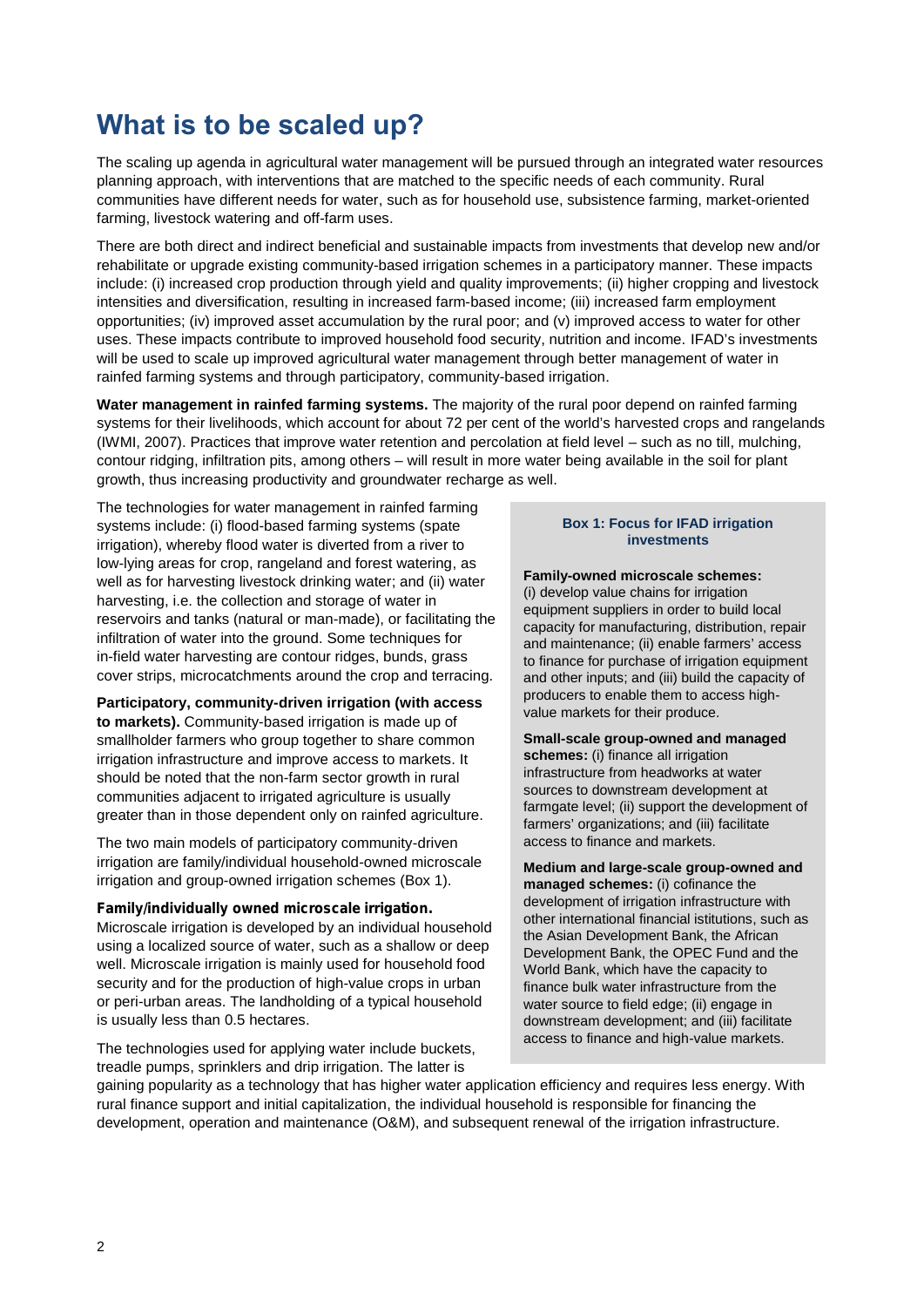# What is to be scaled up?

The scaling up agenda in agricultural water management will be pursued through an integrated water resources planning approach, with interventions that are matched to the specific needs of each community. Rural communities have different needs for water, such as for household use, subsistence farming, market-oriented farming, livestock watering and off-farm uses.

There are both direct and indirect beneficial and sustainable impacts from investments that develop new and/or rehabilitate or upgrade existing community-based irrigation schemes in a participatory manner. These impacts include: (i) increased crop production through yield and quality improvements; (ii) higher cropping and livestock intensities and diversification, resulting in increased farm-based income; (iii) increased farm employment opportunities; (iv) improved asset accumulation by the rural poor; and (v) improved access to water for other uses. These impacts contribute to improved household food security, nutrition and income. IFAD's investments will be used to scale up improved agricultural water management through better management of water in rainfed farming systems and through participatory, community-based irrigation.

**Water management in rainfed farming systems.** The majority of the rural poor depend on rainfed farming systems for their livelihoods, which account for about 72 per cent of the world's harvested crops and rangelands (IWMI, 2007). Practices that improve water retention and percolation at field level – such as no till, mulching, contour ridging, infiltration pits, among others – will result in more water being available in the soil for plant growth, thus increasing productivity and groundwater recharge as well.

The technologies for water management in rainfed farming systems include: (i) flood-based farming systems (spate irrigation), whereby flood water is diverted from a river to low-lying areas for crop, rangeland and forest watering, as well as for harvesting livestock drinking water; and (ii) water harvesting, i.e. the collection and storage of water in reservoirs and tanks (natural or man-made), or facilitating the infiltration of water into the ground. Some techniques for in-field water harvesting are contour ridges, bunds, grass cover strips, microcatchments around the crop and terracing.

**Participatory, community-driven irrigation (with access to markets).** Community-based irrigation is made up of smallholder farmers who group together to share common irrigation infrastructure and improve access to markets. It should be noted that the non-farm sector growth in rural communities adjacent to irrigated agriculture is usually greater than in those dependent only on rainfed agriculture.

The two main models of participatory community-driven irrigation are family/individual household-owned microscale irrigation and group-owned irrigation schemes (Box 1).

**Family/individually owned microscale irrigation.** Microscale irrigation is developed by an individual household using a localized source of water, such as a shallow or deep well. Microscale irrigation is mainly used for household food security and for the production of high-value crops in urban or peri-urban areas. The landholding of a typical household is usually less than 0.5 hectares.

The technologies used for applying water include buckets, treadle pumps, sprinklers and drip irrigation. The latter is gaining popularity as a technology that has higher water application efficiency and requires less energy. With rural finance support and initial capitalization, the individual household is responsible for financing the development, operation and maintenance (O&M), and subsequent renewal of the irrigation infrastructure.

> **Box 1: Focus for IFAD irrigation investments**
>
> **Family-owned microscale schemes:** (i) develop value chains for irrigation equipment suppliers in order to build local capacity for manufacturing, distribution, repair and maintenance; (ii) enable farmers' access to finance for purchase of irrigation equipment and other inputs; and (iii) build the capacity of producers to enable them to access high-value markets for their produce.
>
> **Small-scale group-owned and managed schemes:** (i) finance all irrigation infrastructure from headworks at water sources to downstream development at farmgate level; (ii) support the development of farmers' organizations; and (iii) facilitate access to finance and markets.
>
> **Medium and large-scale group-owned and managed schemes:** (i) cofinance the development of irrigation infrastructure with other international financial istitutions, such as the Asian Development Bank, the African Development Bank, the OPEC Fund and the World Bank, which have the capacity to finance bulk water infrastructure from the water source to field edge; (ii) engage in downstream development; and (iii) facilitate access to finance and high-value markets.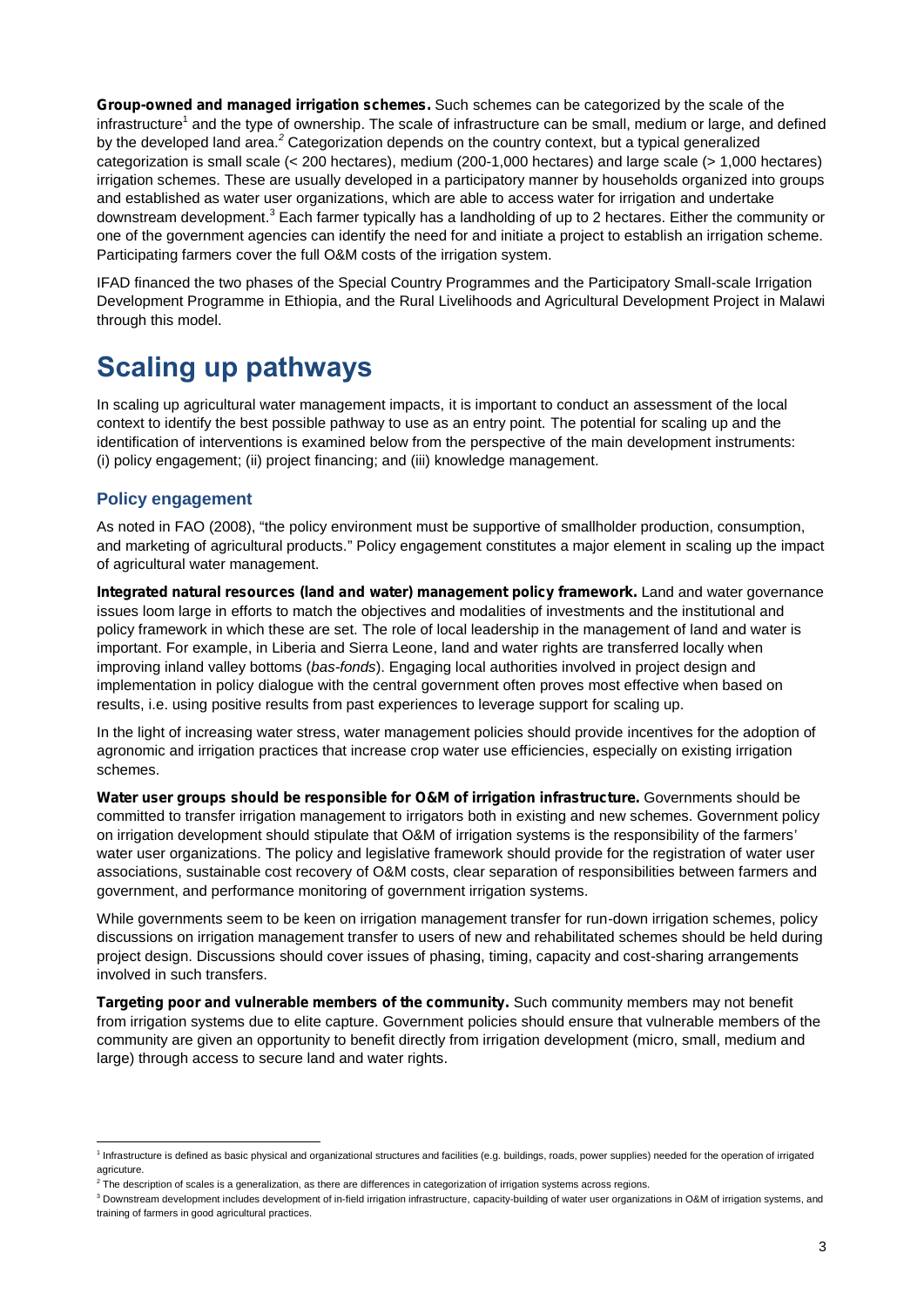**Group-owned and managed irrigation schemes.** Such schemes can be categorized by the scale of the infrastructure[1] and the type of ownership. The scale of infrastructure can be small, medium or large, and defined by the developed land area.[2] Categorization depends on the country context, but a typical generalized categorization is small scale (< 200 hectares), medium (200-1,000 hectares) and large scale (> 1,000 hectares) irrigation schemes. These are usually developed in a participatory manner by households organized into groups and established as water user organizations, which are able to access water for irrigation and undertake downstream development.[3] Each farmer typically has a landholding of up to 2 hectares. Either the community or one of the government agencies can identify the need for and initiate a project to establish an irrigation scheme. Participating farmers cover the full O&M costs of the irrigation system.

IFAD financed the two phases of the Special Country Programmes and the Participatory Small-scale Irrigation Development Programme in Ethiopia, and the Rural Livelihoods and Agricultural Development Project in Malawi through this model.

# Scaling up pathways

In scaling up agricultural water management impacts, it is important to conduct an assessment of the local context to identify the best possible pathway to use as an entry point. The potential for scaling up and the identification of interventions is examined below from the perspective of the main development instruments: (i) policy engagement; (ii) project financing; and (iii) knowledge management.

## Policy engagement

As noted in FAO (2008), "the policy environment must be supportive of smallholder production, consumption, and marketing of agricultural products." Policy engagement constitutes a major element in scaling up the impact of agricultural water management.

**Integrated natural resources (land and water) management policy framework.** Land and water governance issues loom large in efforts to match the objectives and modalities of investments and the institutional and policy framework in which these are set. The role of local leadership in the management of land and water is important. For example, in Liberia and Sierra Leone, land and water rights are transferred locally when improving inland valley bottoms (*bas-fonds*). Engaging local authorities involved in project design and implementation in policy dialogue with the central government often proves most effective when based on results, i.e. using positive results from past experiences to leverage support for scaling up.

In the light of increasing water stress, water management policies should provide incentives for the adoption of agronomic and irrigation practices that increase crop water use efficiencies, especially on existing irrigation schemes.

**Water user groups should be responsible for O&M of irrigation infrastructure.** Governments should be committed to transfer irrigation management to irrigators both in existing and new schemes. Government policy on irrigation development should stipulate that O&M of irrigation systems is the responsibility of the farmers' water user organizations. The policy and legislative framework should provide for the registration of water user associations, sustainable cost recovery of O&M costs, clear separation of responsibilities between farmers and government, and performance monitoring of government irrigation systems.

While governments seem to be keen on irrigation management transfer for run-down irrigation schemes, policy discussions on irrigation management transfer to users of new and rehabilitated schemes should be held during project design. Discussions should cover issues of phasing, timing, capacity and cost-sharing arrangements involved in such transfers.

**Targeting poor and vulnerable members of the community.** Such community members may not benefit from irrigation systems due to elite capture. Government policies should ensure that vulnerable members of the community are given an opportunity to benefit directly from irrigation development (micro, small, medium and large) through access to secure land and water rights.

---

[1] Infrastructure is defined as basic physical and organizational structures and facilities (e.g. buildings, roads, power supplies) needed for the operation of irrigated agriculture.

[2] The description of scales is a generalization, as there are differences in categorization of irrigation systems across regions.

[3] Downstream development includes development of in-field irrigation infrastructure, capacity-building of water user organizations in O&M of irrigation systems, and training of farmers in good agricultural practices.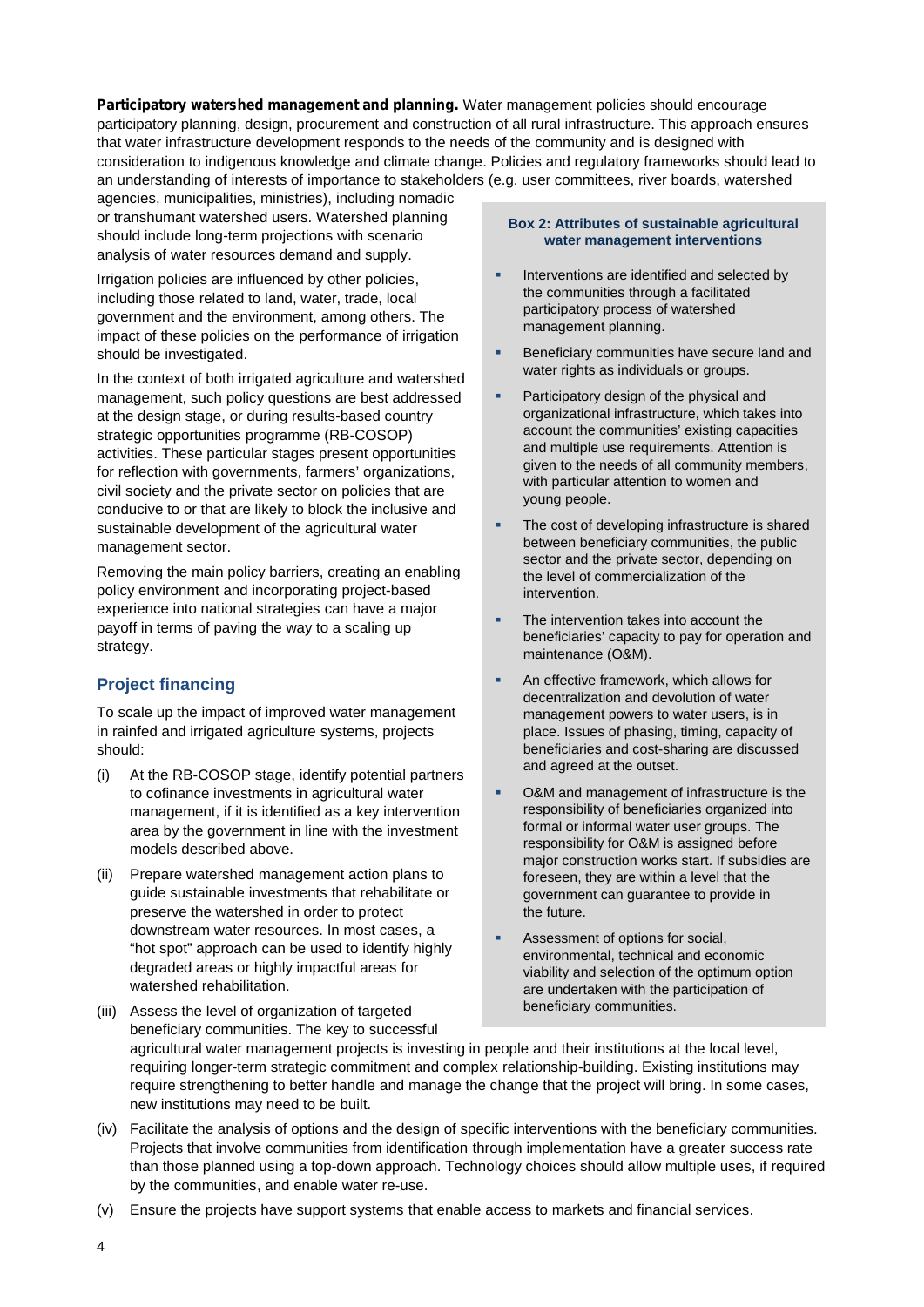**Participatory watershed management and planning.** Water management policies should encourage participatory planning, design, procurement and construction of all rural infrastructure. This approach ensures that water infrastructure development responds to the needs of the community and is designed with consideration to indigenous knowledge and climate change. Policies and regulatory frameworks should lead to an understanding of interests of importance to stakeholders (e.g. user committees, river boards, watershed agencies, municipalities, ministries), including nomadic or transhumant watershed users. Watershed planning should include long-term projections with scenario analysis of water resources demand and supply.

Irrigation policies are influenced by other policies, including those related to land, water, trade, local government and the environment, among others. The impact of these policies on the performance of irrigation should be investigated.

In the context of both irrigated agriculture and watershed management, such policy questions are best addressed at the design stage, or during results-based country strategic opportunities programme (RB-COSOP) activities. These particular stages present opportunities for reflection with governments, farmers' organizations, civil society and the private sector on policies that are conducive to or that are likely to block the inclusive and sustainable development of the agricultural water management sector.

Removing the main policy barriers, creating an enabling policy environment and incorporating project-based experience into national strategies can have a major payoff in terms of paving the way to a scaling up strategy.

## Project financing

To scale up the impact of improved water management in rainfed and irrigated agriculture systems, projects should:

(i) At the RB-COSOP stage, identify potential partners to cofinance investments in agricultural water management, if it is identified as a key intervention area by the government in line with the investment models described above.

(ii) Prepare watershed management action plans to guide sustainable investments that rehabilitate or preserve the watershed in order to protect downstream water resources. In most cases, a "hot spot" approach can be used to identify highly degraded areas or highly impactful areas for watershed rehabilitation.

(iii) Assess the level of organization of targeted beneficiary communities. The key to successful agricultural water management projects is investing in people and their institutions at the local level, requiring longer-term strategic commitment and complex relationship-building. Existing institutions may require strengthening to better handle and manage the change that the project will bring. In some cases, new institutions may need to be built.

(iv) Facilitate the analysis of options and the design of specific interventions with the beneficiary communities. Projects that involve communities from identification through implementation have a greater success rate than those planned using a top-down approach. Technology choices should allow multiple uses, if required by the communities, and enable water re-use.

(v) Ensure the projects have support systems that enable access to markets and financial services.

### Box 2: Attributes of sustainable agricultural water management interventions

- Interventions are identified and selected by the communities through a facilitated participatory process of watershed management planning.
- Beneficiary communities have secure land and water rights as individuals or groups.
- Participatory design of the physical and organizational infrastructure, which takes into account the communities' existing capacities and multiple use requirements. Attention is given to the needs of all community members, with particular attention to women and young people.
- The cost of developing infrastructure is shared between beneficiary communities, the public sector and the private sector, depending on the level of commercialization of the intervention.
- The intervention takes into account the beneficiaries' capacity to pay for operation and maintenance (O&M).
- An effective framework, which allows for decentralization and devolution of water management powers to water users, is in place. Issues of phasing, timing, capacity of beneficiaries and cost-sharing are discussed and agreed at the outset.
- O&M and management of infrastructure is the responsibility of beneficiaries organized into formal or informal water user groups. The responsibility for O&M is assigned before major construction works start. If subsidies are foreseen, they are within a level that the government can guarantee to provide in the future.
- Assessment of options for social, environmental, technical and economic viability and selection of the optimum option are undertaken with the participation of beneficiary communities.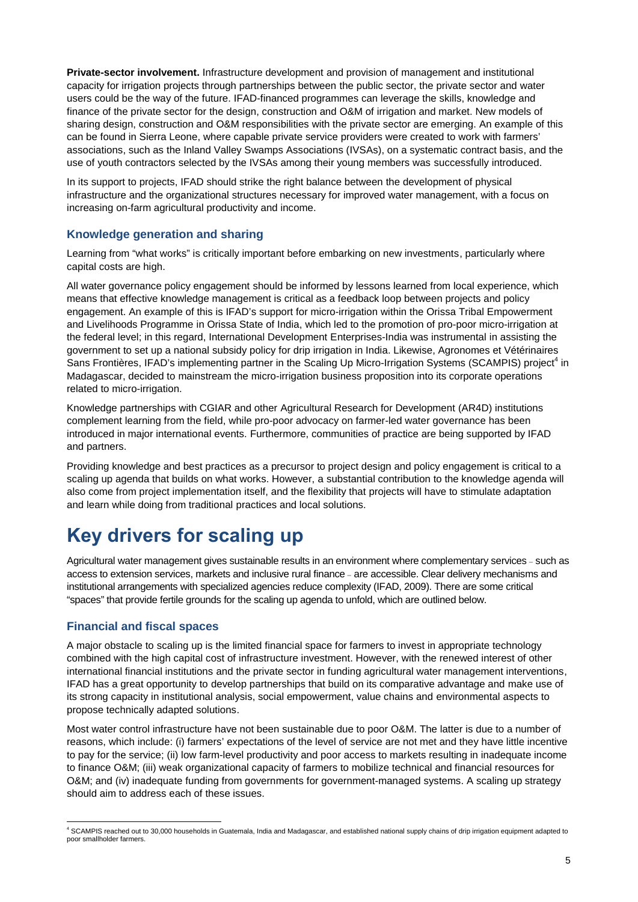**Private-sector involvement.** Infrastructure development and provision of management and institutional capacity for irrigation projects through partnerships between the public sector, the private sector and water users could be the way of the future. IFAD-financed programmes can leverage the skills, knowledge and finance of the private sector for the design, construction and O&M of irrigation and market. New models of sharing design, construction and O&M responsibilities with the private sector are emerging. An example of this can be found in Sierra Leone, where capable private service providers were created to work with farmers' associations, such as the Inland Valley Swamps Associations (IVSAs), on a systematic contract basis, and the use of youth contractors selected by the IVSAs among their young members was successfully introduced.

In its support to projects, IFAD should strike the right balance between the development of physical infrastructure and the organizational structures necessary for improved water management, with a focus on increasing on-farm agricultural productivity and income.

### Knowledge generation and sharing

Learning from "what works" is critically important before embarking on new investments, particularly where capital costs are high.

All water governance policy engagement should be informed by lessons learned from local experience, which means that effective knowledge management is critical as a feedback loop between projects and policy engagement. An example of this is IFAD's support for micro-irrigation within the Orissa Tribal Empowerment and Livelihoods Programme in Orissa State of India, which led to the promotion of pro-poor micro-irrigation at the federal level; in this regard, International Development Enterprises-India was instrumental in assisting the government to set up a national subsidy policy for drip irrigation in India. Likewise, Agronomes et Vétérinaires Sans Frontières, IFAD's implementing partner in the Scaling Up Micro-Irrigation Systems (SCAMPIS) project[4] in Madagascar, decided to mainstream the micro-irrigation business proposition into its corporate operations related to micro-irrigation.

Knowledge partnerships with CGIAR and other Agricultural Research for Development (AR4D) institutions complement learning from the field, while pro-poor advocacy on farmer-led water governance has been introduced in major international events. Furthermore, communities of practice are being supported by IFAD and partners.

Providing knowledge and best practices as a precursor to project design and policy engagement is critical to a scaling up agenda that builds on what works. However, a substantial contribution to the knowledge agenda will also come from project implementation itself, and the flexibility that projects will have to stimulate adaptation and learn while doing from traditional practices and local solutions.

## Key drivers for scaling up

Agricultural water management gives sustainable results in an environment where complementary services – such as access to extension services, markets and inclusive rural finance – are accessible. Clear delivery mechanisms and institutional arrangements with specialized agencies reduce complexity (IFAD, 2009). There are some critical "spaces" that provide fertile grounds for the scaling up agenda to unfold, which are outlined below.

### Financial and fiscal spaces

A major obstacle to scaling up is the limited financial space for farmers to invest in appropriate technology combined with the high capital cost of infrastructure investment. However, with the renewed interest of other international financial institutions and the private sector in funding agricultural water management interventions, IFAD has a great opportunity to develop partnerships that build on its comparative advantage and make use of its strong capacity in institutional analysis, social empowerment, value chains and environmental aspects to propose technically adapted solutions.

Most water control infrastructure have not been sustainable due to poor O&M. The latter is due to a number of reasons, which include: (i) farmers' expectations of the level of service are not met and they have little incentive to pay for the service; (ii) low farm-level productivity and poor access to markets resulting in inadequate income to finance O&M; (iii) weak organizational capacity of farmers to mobilize technical and financial resources for O&M; and (iv) inadequate funding from governments for government-managed systems. A scaling up strategy should aim to address each of these issues.

---

[4] SCAMPIS reached out to 30,000 households in Guatemala, India and Madagascar, and established national supply chains of drip irrigation equipment adapted to poor smallholder farmers.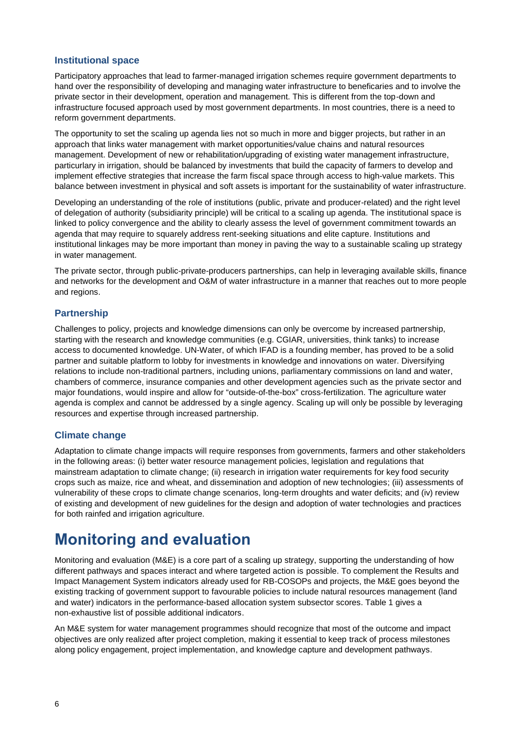### Institutional space

Participatory approaches that lead to farmer-managed irrigation schemes require government departments to hand over the responsibility of developing and managing water infrastructure to beneficaries and to involve the private sector in their development, operation and management. This is different from the top-down and infrastructure focused approach used by most government departments. In most countries, there is a need to reform government departments.

The opportunity to set the scaling up agenda lies not so much in more and bigger projects, but rather in an approach that links water management with market opportunities/value chains and natural resources management. Development of new or rehabilitation/upgrading of existing water management infrastructure, particurlary in irrigation, should be balanced by investments that build the capacity of farmers to develop and implement effective strategies that increase the farm fiscal space through access to high-value markets. This balance between investment in physical and soft assets is important for the sustainability of water infrastructure.

Developing an understanding of the role of institutions (public, private and producer-related) and the right level of delegation of authority (subsidiarity principle) will be critical to a scaling up agenda. The institutional space is linked to policy convergence and the ability to clearly assess the level of government commitment towards an agenda that may require to squarely address rent-seeking situations and elite capture. Institutions and institutional linkages may be more important than money in paving the way to a sustainable scaling up strategy in water management.

The private sector, through public-private-producers partnerships, can help in leveraging available skills, finance and networks for the development and O&M of water infrastructure in a manner that reaches out to more people and regions.

### Partnership

Challenges to policy, projects and knowledge dimensions can only be overcome by increased partnership, starting with the research and knowledge communities (e.g. CGIAR, universities, think tanks) to increase access to documented knowledge. UN-Water, of which IFAD is a founding member, has proved to be a solid partner and suitable platform to lobby for investments in knowledge and innovations on water. Diversifying relations to include non-traditional partners, including unions, parliamentary commissions on land and water, chambers of commerce, insurance companies and other development agencies such as the private sector and major foundations, would inspire and allow for "outside-of-the-box" cross-fertilization. The agriculture water agenda is complex and cannot be addressed by a single agency. Scaling up will only be possible by leveraging resources and expertise through increased partnership.

### Climate change

Adaptation to climate change impacts will require responses from governments, farmers and other stakeholders in the following areas: (i) better water resource management policies, legislation and regulations that mainstream adaptation to climate change; (ii) research in irrigation water requirements for key food security crops such as maize, rice and wheat, and dissemination and adoption of new technologies; (iii) assessments of vulnerability of these crops to climate change scenarios, long-term droughts and water deficits; and (iv) review of existing and development of new guidelines for the design and adoption of water technologies and practices for both rainfed and irrigation agriculture.

## Monitoring and evaluation

Monitoring and evaluation (M&E) is a core part of a scaling up strategy, supporting the understanding of how different pathways and spaces interact and where targeted action is possible. To complement the Results and Impact Management System indicators already used for RB-COSOPs and projects, the M&E goes beyond the existing tracking of government support to favourable policies to include natural resources management (land and water) indicators in the performance-based allocation system subsector scores. Table 1 gives a non-exhaustive list of possible additional indicators.

An M&E system for water management programmes should recognize that most of the outcome and impact objectives are only realized after project completion, making it essential to keep track of process milestones along policy engagement, project implementation, and knowledge capture and development pathways.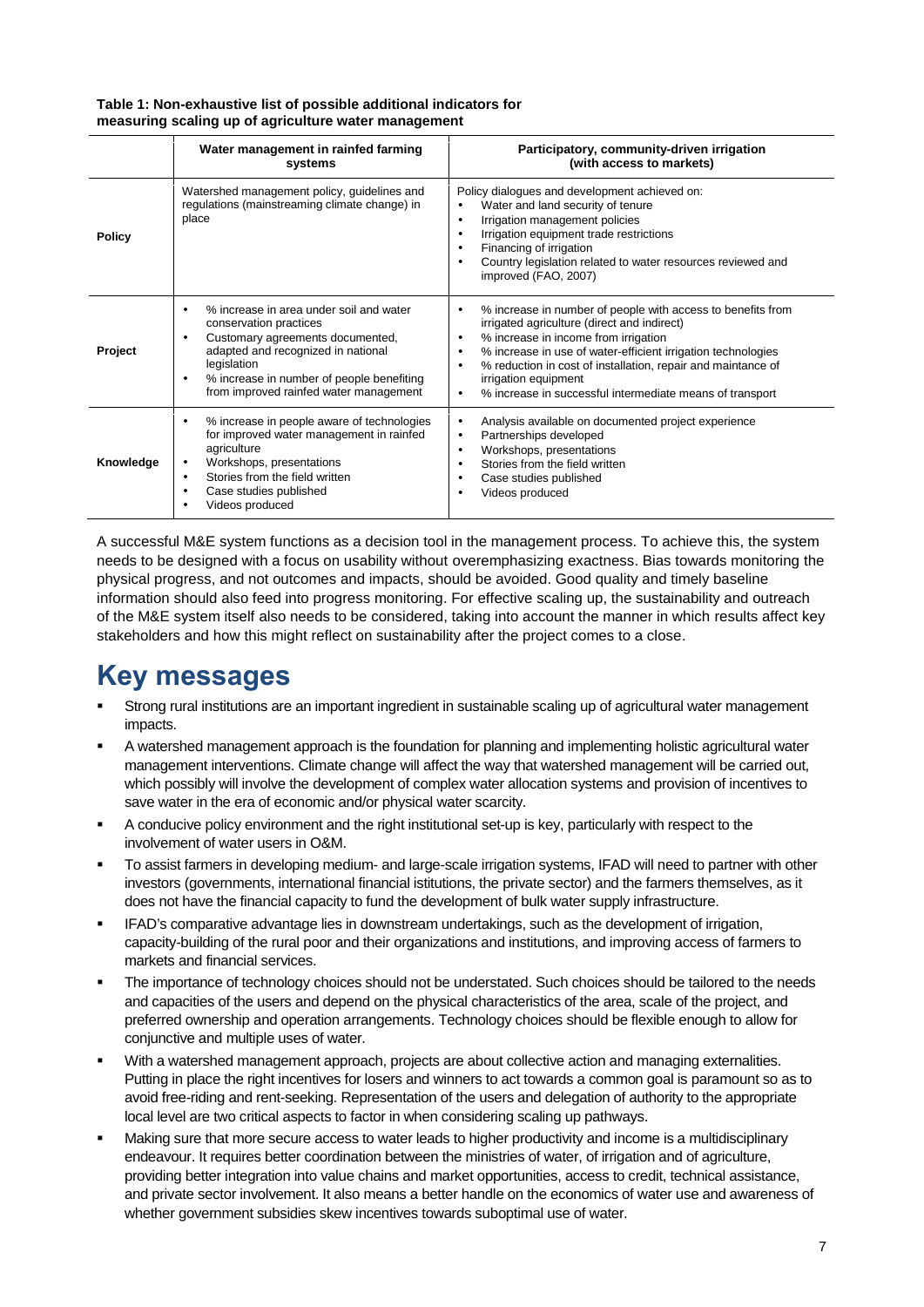**Table 1: Non-exhaustive list of possible additional indicators for measuring scaling up of agriculture water management**

| | Water management in rainfed farming systems | Participatory, community-driven irrigation (with access to markets) |
|---|---|---|
| **Policy** | Watershed management policy, guidelines and regulations (mainstreaming climate change) in place | Policy dialogues and development achieved on:<br>• Water and land security of tenure<br>• Irrigation management policies<br>• Irrigation equipment trade restrictions<br>• Financing of irrigation<br>• Country legislation related to water resources reviewed and improved (FAO, 2007) |
| **Project** | • % increase in area under soil and water conservation practices<br>• Customary agreements documented, adapted and recognized in national legislation<br>• % increase in number of people benefiting from improved rainfed water management | • % increase in number of people with access to benefits from irrigated agriculture (direct and indirect)<br>• % increase in income from irrigation<br>• % increase in use of water-efficient irrigation technologies<br>• % reduction in cost of installation, repair and maintance of irrigation equipment<br>• % increase in successful intermediate means of transport |
| **Knowledge** | • % increase in people aware of technologies for improved water management in rainfed agriculture<br>• Workshops, presentations<br>• Stories from the field written<br>• Case studies published<br>• Videos produced | • Analysis available on documented project experience<br>• Partnerships developed<br>• Workshops, presentations<br>• Stories from the field written<br>• Case studies published<br>• Videos produced |

A successful M&E system functions as a decision tool in the management process. To achieve this, the system needs to be designed with a focus on usability without overemphasizing exactness. Bias towards monitoring the physical progress, and not outcomes and impacts, should be avoided. Good quality and timely baseline information should also feed into progress monitoring. For effective scaling up, the sustainability and outreach of the M&E system itself also needs to be considered, taking into account the manner in which results affect key stakeholders and how this might reflect on sustainability after the project comes to a close.

# Key messages

- Strong rural institutions are an important ingredient in sustainable scaling up of agricultural water management impacts.
- A watershed management approach is the foundation for planning and implementing holistic agricultural water management interventions. Climate change will affect the way that watershed management will be carried out, which possibly will involve the development of complex water allocation systems and provision of incentives to save water in the era of economic and/or physical water scarcity.
- A conducive policy environment and the right institutional set-up is key, particularly with respect to the involvement of water users in O&M.
- To assist farmers in developing medium- and large-scale irrigation systems, IFAD will need to partner with other investors (governments, international financial istitutions, the private sector) and the farmers themselves, as it does not have the financial capacity to fund the development of bulk water supply infrastructure.
- IFAD's comparative advantage lies in downstream undertakings, such as the development of irrigation, capacity-building of the rural poor and their organizations and institutions, and improving access of farmers to markets and financial services.
- The importance of technology choices should not be understated. Such choices should be tailored to the needs and capacities of the users and depend on the physical characteristics of the area, scale of the project, and preferred ownership and operation arrangements. Technology choices should be flexible enough to allow for conjunctive and multiple uses of water.
- With a watershed management approach, projects are about collective action and managing externalities. Putting in place the right incentives for losers and winners to act towards a common goal is paramount so as to avoid free-riding and rent-seeking. Representation of the users and delegation of authority to the appropriate local level are two critical aspects to factor in when considering scaling up pathways.
- Making sure that more secure access to water leads to higher productivity and income is a multidisciplinary endeavour. It requires better coordination between the ministries of water, of irrigation and of agriculture, providing better integration into value chains and market opportunities, access to credit, technical assistance, and private sector involvement. It also means a better handle on the economics of water use and awareness of whether government subsidies skew incentives towards suboptimal use of water.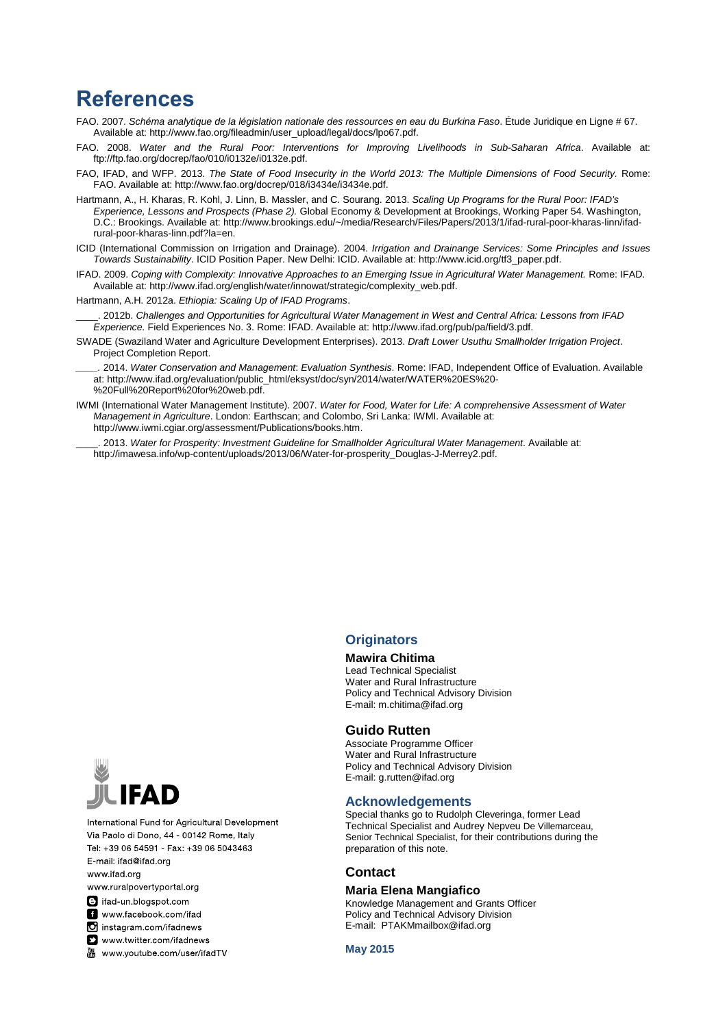# References

FAO. 2007. *Schéma analytique de la législation nationale des ressources en eau du Burkina Faso*. Étude Juridique en Ligne # 67. Available at: http://www.fao.org/fileadmin/user_upload/legal/docs/lpo67.pdf.

FAO. 2008. *Water and the Rural Poor: Interventions for Improving Livelihoods in Sub-Saharan Africa*. Available at: ftp://ftp.fao.org/docrep/fao/010/i0132e/i0132e.pdf.

FAO, IFAD, and WFP. 2013. *The State of Food Insecurity in the World 2013: The Multiple Dimensions of Food Security.* Rome: FAO. Available at: http://www.fao.org/docrep/018/i3434e/i3434e.pdf.

Hartmann, A., H. Kharas, R. Kohl, J. Linn, B. Massler, and C. Sourang. 2013. *Scaling Up Programs for the Rural Poor: IFAD's Experience, Lessons and Prospects (Phase 2).* Global Economy & Development at Brookings, Working Paper 54. Washington, D.C.: Brookings. Available at: http://www.brookings.edu/~/media/Research/Files/Papers/2013/1/ifad-rural-poor-kharas-linn/ifad-rural-poor-kharas-linn.pdf?la=en.

ICID (International Commission on Irrigation and Drainage). 2004. *Irrigation and Drainange Services: Some Principles and Issues Towards Sustainability*. ICID Position Paper. New Delhi: ICID. Available at: http://www.icid.org/tf3_paper.pdf.

IFAD. 2009. *Coping with Complexity: Innovative Approaches to an Emerging Issue in Agricultural Water Management.* Rome: IFAD. Available at: http://www.ifad.org/english/water/innowat/strategic/complexity_web.pdf.

Hartmann, A.H. 2012a. *Ethiopia: Scaling Up of IFAD Programs*.

____. 2012b. *Challenges and Opportunities for Agricultural Water Management in West and Central Africa: Lessons from IFAD Experience.* Field Experiences No. 3. Rome: IFAD. Available at: http://www.ifad.org/pub/pa/field/3.pdf.

SWADE (Swaziland Water and Agriculture Development Enterprises). 2013. *Draft Lower Usuthu Smallholder Irrigation Project*. Project Completion Report.

____. 2014. *Water Conservation and Management*: *Evaluation Synthesis*. Rome: IFAD, Independent Office of Evaluation. Available at: http://www.ifad.org/evaluation/public_html/eksyst/doc/syn/2014/water/WATER%20ES%20-%20Full%20Report%20for%20web.pdf.

IWMI (International Water Management Institute). 2007. *Water for Food, Water for Life: A comprehensive Assessment of Water Management in Agriculture*. London: Earthscan; and Colombo, Sri Lanka: IWMI. Available at: http://www.iwmi.cgiar.org/assessment/Publications/books.htm.

____. 2013. *Water for Prosperity: Investment Guideline for Smallholder Agricultural Water Management*. Available at: http://imawesa.info/wp-content/uploads/2013/06/Water-for-prosperity_Douglas-J-Merrey2.pdf.

## Originators

**Mawira Chitima**
Lead Technical Specialist
Water and Rural Infrastructure
Policy and Technical Advisory Division
E-mail: m.chitima@ifad.org

**Guido Rutten**
Associate Programme Officer
Water and Rural Infrastructure
Policy and Technical Advisory Division
E-mail: g.rutten@ifad.org

## Acknowledgements

Special thanks go to Rudolph Cleveringa, former Lead Technical Specialist and Audrey Nepveu De Villemarceau, Senior Technical Specialist, for their contributions during the preparation of this note.

## Contact

**Maria Elena Mangiafico**
Knowledge Management and Grants Officer
Policy and Technical Advisory Division
E-mail: PTAKMmailbox@ifad.org

**May 2015**

IFAD

International Fund for Agricultural Development
Via Paolo di Dono, 44 - 00142 Rome, Italy
Tel: +39 06 54591 - Fax: +39 06 5043463
E-mail: ifad@ifad.org
www.ifad.org
www.ruralpovertyportal.org

ifad-un.blogspot.com
www.facebook.com/ifad
instagram.com/ifadnews
www.twitter.com/ifadnews
www.youtube.com/user/ifadTV